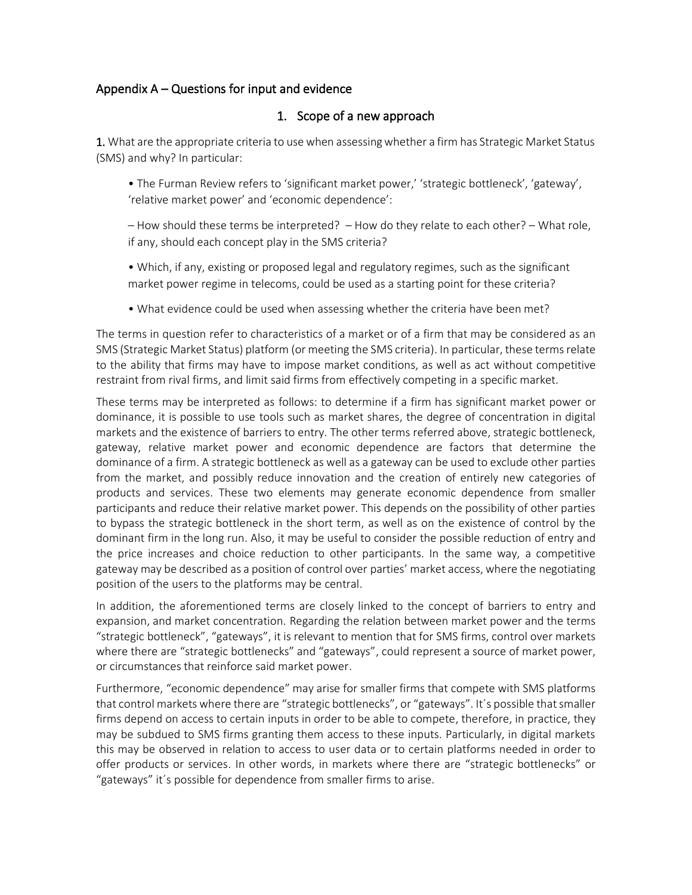# Appendix A – Questions for input and evidence

## 1. Scope of a new approach

**1.** What are the appropriate criteria to use when assessing whether a firm has Strategic Market Status (SMS) and why? In particular:

- The Furman Review refers to 'significant market power,' 'strategic bottleneck', 'gateway', 'relative market power' and 'economic dependence':

  – How should these terms be interpreted? – How do they relate to each other? – What role, if any, should each concept play in the SMS criteria?

- Which, if any, existing or proposed legal and regulatory regimes, such as the significant market power regime in telecoms, could be used as a starting point for these criteria?

- What evidence could be used when assessing whether the criteria have been met?

The terms in question refer to characteristics of a market or of a firm that may be considered as an SMS (Strategic Market Status) platform (or meeting the SMS criteria). In particular, these terms relate to the ability that firms may have to impose market conditions, as well as act without competitive restraint from rival firms, and limit said firms from effectively competing in a specific market.

These terms may be interpreted as follows: to determine if a firm has significant market power or dominance, it is possible to use tools such as market shares, the degree of concentration in digital markets and the existence of barriers to entry. The other terms referred above, strategic bottleneck, gateway, relative market power and economic dependence are factors that determine the dominance of a firm. A strategic bottleneck as well as a gateway can be used to exclude other parties from the market, and possibly reduce innovation and the creation of entirely new categories of products and services. These two elements may generate economic dependence from smaller participants and reduce their relative market power. This depends on the possibility of other parties to bypass the strategic bottleneck in the short term, as well as on the existence of control by the dominant firm in the long run. Also, it may be useful to consider the possible reduction of entry and the price increases and choice reduction to other participants. In the same way, a competitive gateway may be described as a position of control over parties' market access, where the negotiating position of the users to the platforms may be central.

In addition, the aforementioned terms are closely linked to the concept of barriers to entry and expansion, and market concentration. Regarding the relation between market power and the terms "strategic bottleneck", "gateways", it is relevant to mention that for SMS firms, control over markets where there are "strategic bottlenecks" and "gateways", could represent a source of market power, or circumstances that reinforce said market power.

Furthermore, "economic dependence" may arise for smaller firms that compete with SMS platforms that control markets where there are "strategic bottlenecks", or "gateways". It´s possible that smaller firms depend on access to certain inputs in order to be able to compete, therefore, in practice, they may be subdued to SMS firms granting them access to these inputs. Particularly, in digital markets this may be observed in relation to access to user data or to certain platforms needed in order to offer products or services. In other words, in markets where there are "strategic bottlenecks" or "gateways" it´s possible for dependence from smaller firms to arise.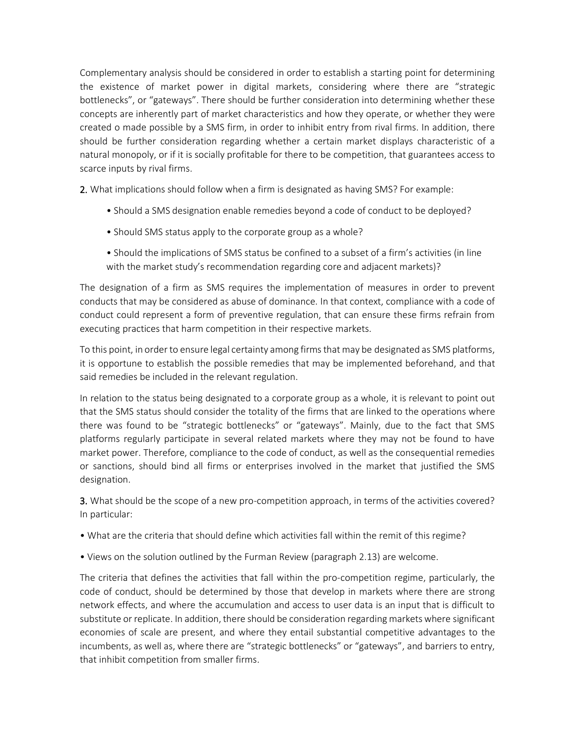Complementary analysis should be considered in order to establish a starting point for determining the existence of market power in digital markets, considering where there are "strategic bottlenecks", or "gateways". There should be further consideration into determining whether these concepts are inherently part of market characteristics and how they operate, or whether they were created o made possible by a SMS firm, in order to inhibit entry from rival firms. In addition, there should be further consideration regarding whether a certain market displays characteristic of a natural monopoly, or if it is socially profitable for there to be competition, that guarantees access to scarce inputs by rival firms.

**2.** What implications should follow when a firm is designated as having SMS? For example:

- Should a SMS designation enable remedies beyond a code of conduct to be deployed?
- Should SMS status apply to the corporate group as a whole?
- Should the implications of SMS status be confined to a subset of a firm's activities (in line with the market study's recommendation regarding core and adjacent markets)?

The designation of a firm as SMS requires the implementation of measures in order to prevent conducts that may be considered as abuse of dominance. In that context, compliance with a code of conduct could represent a form of preventive regulation, that can ensure these firms refrain from executing practices that harm competition in their respective markets.

To this point, in order to ensure legal certainty among firms that may be designated as SMS platforms, it is opportune to establish the possible remedies that may be implemented beforehand, and that said remedies be included in the relevant regulation.

In relation to the status being designated to a corporate group as a whole, it is relevant to point out that the SMS status should consider the totality of the firms that are linked to the operations where there was found to be "strategic bottlenecks" or "gateways". Mainly, due to the fact that SMS platforms regularly participate in several related markets where they may not be found to have market power. Therefore, compliance to the code of conduct, as well as the consequential remedies or sanctions, should bind all firms or enterprises involved in the market that justified the SMS designation.

**3.** What should be the scope of a new pro-competition approach, in terms of the activities covered? In particular:

- What are the criteria that should define which activities fall within the remit of this regime?
- Views on the solution outlined by the Furman Review (paragraph 2.13) are welcome.

The criteria that defines the activities that fall within the pro-competition regime, particularly, the code of conduct, should be determined by those that develop in markets where there are strong network effects, and where the accumulation and access to user data is an input that is difficult to substitute or replicate. In addition, there should be consideration regarding markets where significant economies of scale are present, and where they entail substantial competitive advantages to the incumbents, as well as, where there are "strategic bottlenecks" or "gateways", and barriers to entry, that inhibit competition from smaller firms.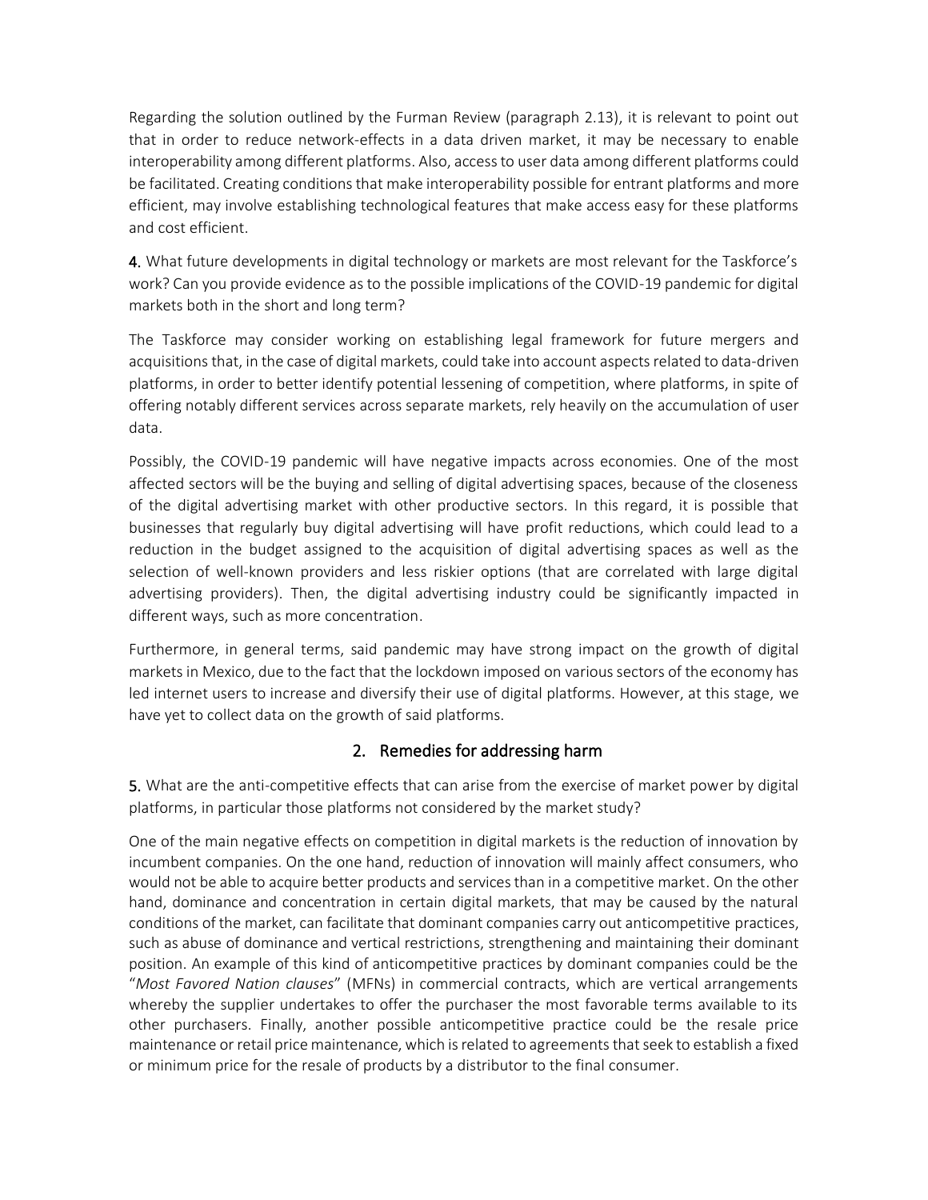Regarding the solution outlined by the Furman Review (paragraph 2.13), it is relevant to point out that in order to reduce network-effects in a data driven market, it may be necessary to enable interoperability among different platforms. Also, access to user data among different platforms could be facilitated. Creating conditions that make interoperability possible for entrant platforms and more efficient, may involve establishing technological features that make access easy for these platforms and cost efficient.

**4.** What future developments in digital technology or markets are most relevant for the Taskforce's work? Can you provide evidence as to the possible implications of the COVID-19 pandemic for digital markets both in the short and long term?

The Taskforce may consider working on establishing legal framework for future mergers and acquisitions that, in the case of digital markets, could take into account aspects related to data-driven platforms, in order to better identify potential lessening of competition, where platforms, in spite of offering notably different services across separate markets, rely heavily on the accumulation of user data.

Possibly, the COVID-19 pandemic will have negative impacts across economies. One of the most affected sectors will be the buying and selling of digital advertising spaces, because of the closeness of the digital advertising market with other productive sectors. In this regard, it is possible that businesses that regularly buy digital advertising will have profit reductions, which could lead to a reduction in the budget assigned to the acquisition of digital advertising spaces as well as the selection of well-known providers and less riskier options (that are correlated with large digital advertising providers). Then, the digital advertising industry could be significantly impacted in different ways, such as more concentration.

Furthermore, in general terms, said pandemic may have strong impact on the growth of digital markets in Mexico, due to the fact that the lockdown imposed on various sectors of the economy has led internet users to increase and diversify their use of digital platforms. However, at this stage, we have yet to collect data on the growth of said platforms.

## 2. Remedies for addressing harm

**5.** What are the anti-competitive effects that can arise from the exercise of market power by digital platforms, in particular those platforms not considered by the market study?

One of the main negative effects on competition in digital markets is the reduction of innovation by incumbent companies. On the one hand, reduction of innovation will mainly affect consumers, who would not be able to acquire better products and services than in a competitive market. On the other hand, dominance and concentration in certain digital markets, that may be caused by the natural conditions of the market, can facilitate that dominant companies carry out anticompetitive practices, such as abuse of dominance and vertical restrictions, strengthening and maintaining their dominant position. An example of this kind of anticompetitive practices by dominant companies could be the "*Most Favored Nation clauses*" (MFNs) in commercial contracts, which are vertical arrangements whereby the supplier undertakes to offer the purchaser the most favorable terms available to its other purchasers. Finally, another possible anticompetitive practice could be the resale price maintenance or retail price maintenance, which is related to agreements that seek to establish a fixed or minimum price for the resale of products by a distributor to the final consumer.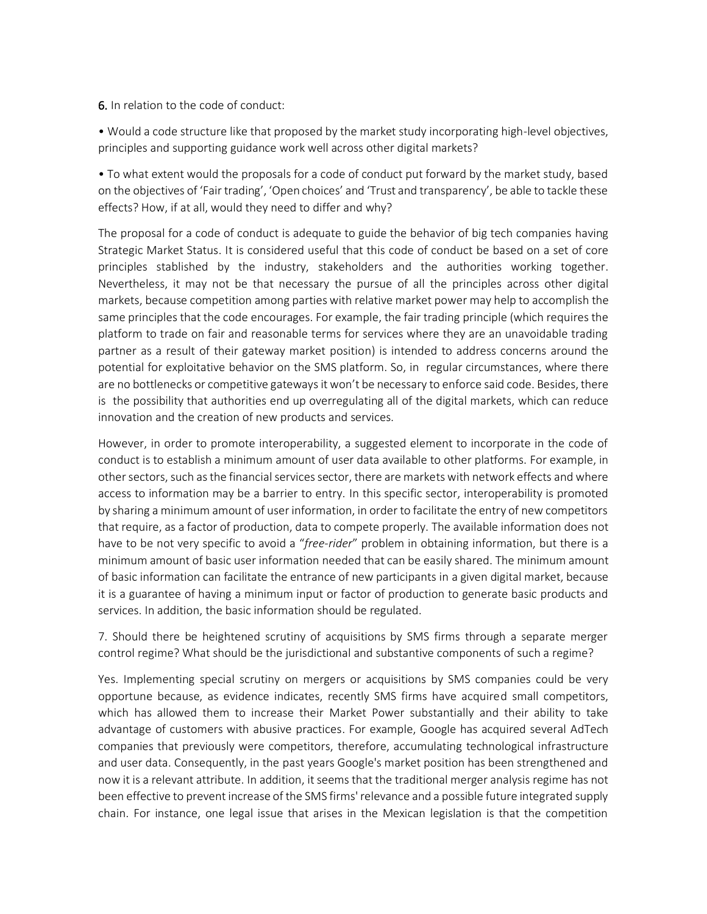6. In relation to the code of conduct:

• Would a code structure like that proposed by the market study incorporating high-level objectives, principles and supporting guidance work well across other digital markets?

• To what extent would the proposals for a code of conduct put forward by the market study, based on the objectives of 'Fair trading', 'Open choices' and 'Trust and transparency', be able to tackle these effects? How, if at all, would they need to differ and why?

The proposal for a code of conduct is adequate to guide the behavior of big tech companies having Strategic Market Status. It is considered useful that this code of conduct be based on a set of core principles stablished by the industry, stakeholders and the authorities working together. Nevertheless, it may not be that necessary the pursue of all the principles across other digital markets, because competition among parties with relative market power may help to accomplish the same principles that the code encourages. For example, the fair trading principle (which requires the platform to trade on fair and reasonable terms for services where they are an unavoidable trading partner as a result of their gateway market position) is intended to address concerns around the potential for exploitative behavior on the SMS platform. So, in regular circumstances, where there are no bottlenecks or competitive gateways it won't be necessary to enforce said code. Besides, there is the possibility that authorities end up overregulating all of the digital markets, which can reduce innovation and the creation of new products and services.

However, in order to promote interoperability, a suggested element to incorporate in the code of conduct is to establish a minimum amount of user data available to other platforms. For example, in other sectors, such as the financial services sector, there are markets with network effects and where access to information may be a barrier to entry. In this specific sector, interoperability is promoted by sharing a minimum amount of user information, in order to facilitate the entry of new competitors that require, as a factor of production, data to compete properly. The available information does not have to be not very specific to avoid a "*free-rider*" problem in obtaining information, but there is a minimum amount of basic user information needed that can be easily shared. The minimum amount of basic information can facilitate the entrance of new participants in a given digital market, because it is a guarantee of having a minimum input or factor of production to generate basic products and services. In addition, the basic information should be regulated.

7. Should there be heightened scrutiny of acquisitions by SMS firms through a separate merger control regime? What should be the jurisdictional and substantive components of such a regime?

Yes. Implementing special scrutiny on mergers or acquisitions by SMS companies could be very opportune because, as evidence indicates, recently SMS firms have acquired small competitors, which has allowed them to increase their Market Power substantially and their ability to take advantage of customers with abusive practices. For example, Google has acquired several AdTech companies that previously were competitors, therefore, accumulating technological infrastructure and user data. Consequently, in the past years Google's market position has been strengthened and now it is a relevant attribute. In addition, it seems that the traditional merger analysis regime has not been effective to prevent increase of the SMS firms' relevance and a possible future integrated supply chain. For instance, one legal issue that arises in the Mexican legislation is that the competition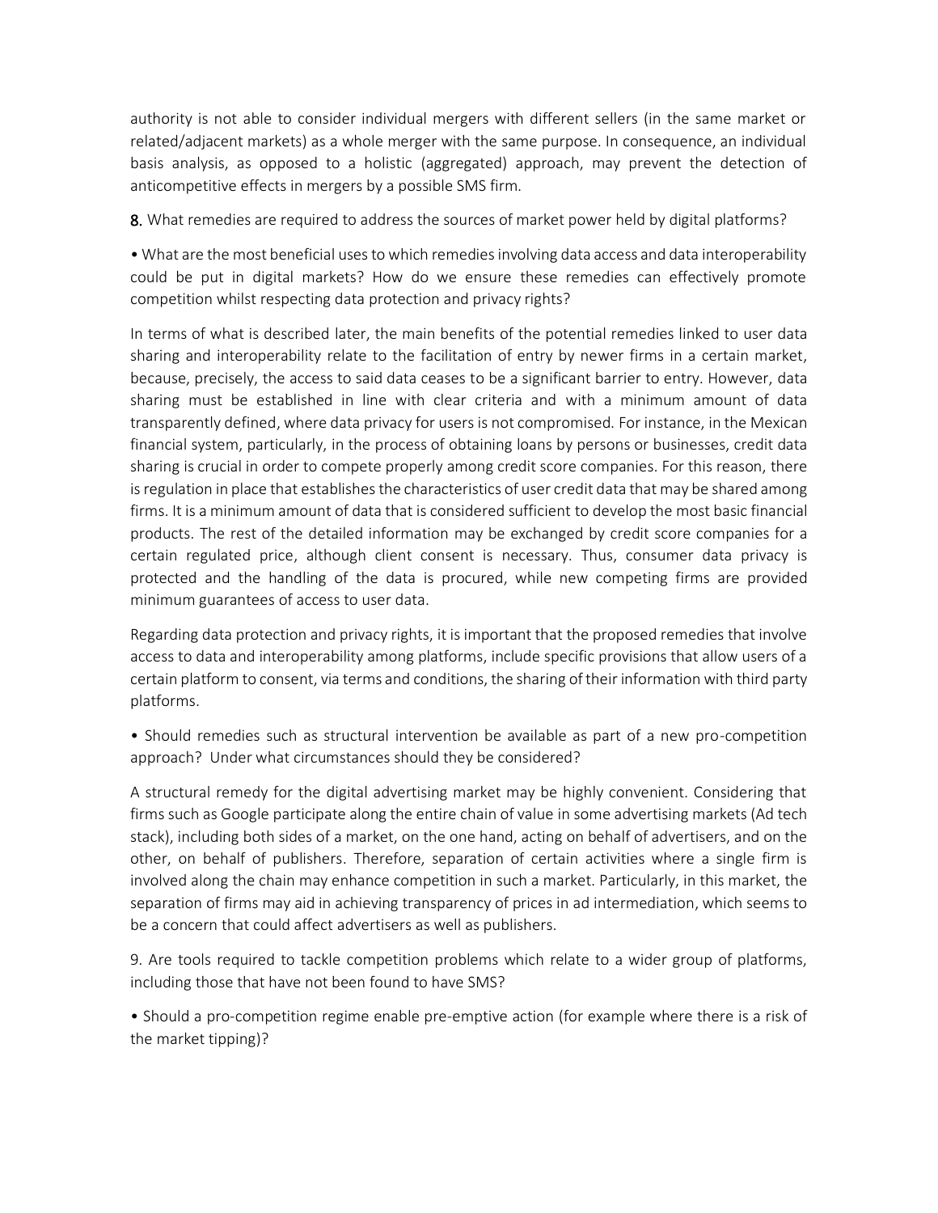authority is not able to consider individual mergers with different sellers (in the same market or related/adjacent markets) as a whole merger with the same purpose. In consequence, an individual basis analysis, as opposed to a holistic (aggregated) approach, may prevent the detection of anticompetitive effects in mergers by a possible SMS firm.

8. What remedies are required to address the sources of market power held by digital platforms?

• What are the most beneficial uses to which remedies involving data access and data interoperability could be put in digital markets? How do we ensure these remedies can effectively promote competition whilst respecting data protection and privacy rights?

In terms of what is described later, the main benefits of the potential remedies linked to user data sharing and interoperability relate to the facilitation of entry by newer firms in a certain market, because, precisely, the access to said data ceases to be a significant barrier to entry. However, data sharing must be established in line with clear criteria and with a minimum amount of data transparently defined, where data privacy for users is not compromised. For instance, in the Mexican financial system, particularly, in the process of obtaining loans by persons or businesses, credit data sharing is crucial in order to compete properly among credit score companies. For this reason, there is regulation in place that establishes the characteristics of user credit data that may be shared among firms. It is a minimum amount of data that is considered sufficient to develop the most basic financial products. The rest of the detailed information may be exchanged by credit score companies for a certain regulated price, although client consent is necessary. Thus, consumer data privacy is protected and the handling of the data is procured, while new competing firms are provided minimum guarantees of access to user data.

Regarding data protection and privacy rights, it is important that the proposed remedies that involve access to data and interoperability among platforms, include specific provisions that allow users of a certain platform to consent, via terms and conditions, the sharing of their information with third party platforms.

• Should remedies such as structural intervention be available as part of a new pro-competition approach? Under what circumstances should they be considered?

A structural remedy for the digital advertising market may be highly convenient. Considering that firms such as Google participate along the entire chain of value in some advertising markets (Ad tech stack), including both sides of a market, on the one hand, acting on behalf of advertisers, and on the other, on behalf of publishers. Therefore, separation of certain activities where a single firm is involved along the chain may enhance competition in such a market. Particularly, in this market, the separation of firms may aid in achieving transparency of prices in ad intermediation, which seems to be a concern that could affect advertisers as well as publishers.

9. Are tools required to tackle competition problems which relate to a wider group of platforms, including those that have not been found to have SMS?

• Should a pro-competition regime enable pre-emptive action (for example where there is a risk of the market tipping)?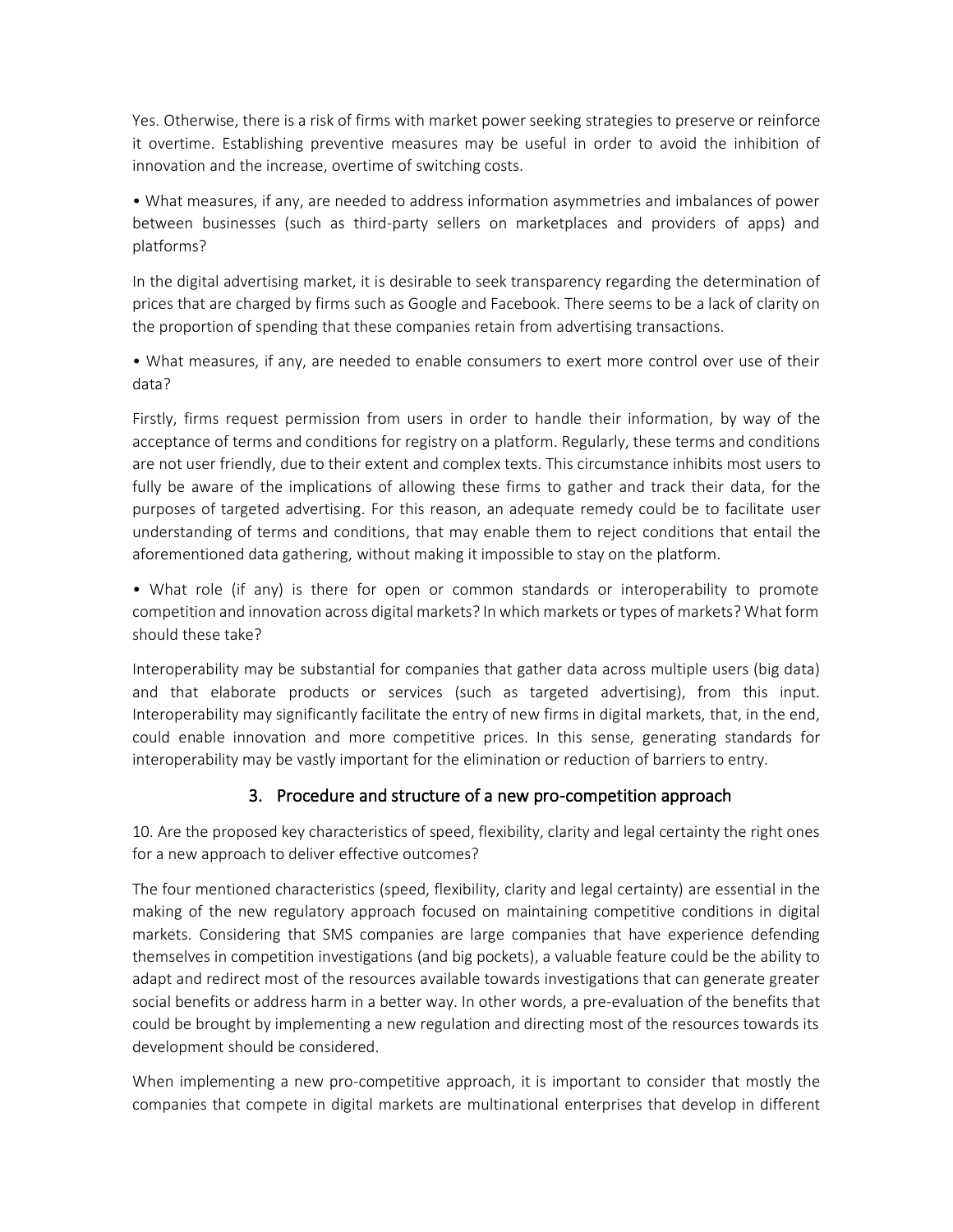Yes. Otherwise, there is a risk of firms with market power seeking strategies to preserve or reinforce it overtime. Establishing preventive measures may be useful in order to avoid the inhibition of innovation and the increase, overtime of switching costs.

• What measures, if any, are needed to address information asymmetries and imbalances of power between businesses (such as third-party sellers on marketplaces and providers of apps) and platforms?

In the digital advertising market, it is desirable to seek transparency regarding the determination of prices that are charged by firms such as Google and Facebook. There seems to be a lack of clarity on the proportion of spending that these companies retain from advertising transactions.

• What measures, if any, are needed to enable consumers to exert more control over use of their data?

Firstly, firms request permission from users in order to handle their information, by way of the acceptance of terms and conditions for registry on a platform. Regularly, these terms and conditions are not user friendly, due to their extent and complex texts. This circumstance inhibits most users to fully be aware of the implications of allowing these firms to gather and track their data, for the purposes of targeted advertising. For this reason, an adequate remedy could be to facilitate user understanding of terms and conditions, that may enable them to reject conditions that entail the aforementioned data gathering, without making it impossible to stay on the platform.

• What role (if any) is there for open or common standards or interoperability to promote competition and innovation across digital markets? In which markets or types of markets? What form should these take?

Interoperability may be substantial for companies that gather data across multiple users (big data) and that elaborate products or services (such as targeted advertising), from this input. Interoperability may significantly facilitate the entry of new firms in digital markets, that, in the end, could enable innovation and more competitive prices. In this sense, generating standards for interoperability may be vastly important for the elimination or reduction of barriers to entry.

## 3. Procedure and structure of a new pro-competition approach

10. Are the proposed key characteristics of speed, flexibility, clarity and legal certainty the right ones for a new approach to deliver effective outcomes?

The four mentioned characteristics (speed, flexibility, clarity and legal certainty) are essential in the making of the new regulatory approach focused on maintaining competitive conditions in digital markets. Considering that SMS companies are large companies that have experience defending themselves in competition investigations (and big pockets), a valuable feature could be the ability to adapt and redirect most of the resources available towards investigations that can generate greater social benefits or address harm in a better way. In other words, a pre-evaluation of the benefits that could be brought by implementing a new regulation and directing most of the resources towards its development should be considered.

When implementing a new pro-competitive approach, it is important to consider that mostly the companies that compete in digital markets are multinational enterprises that develop in different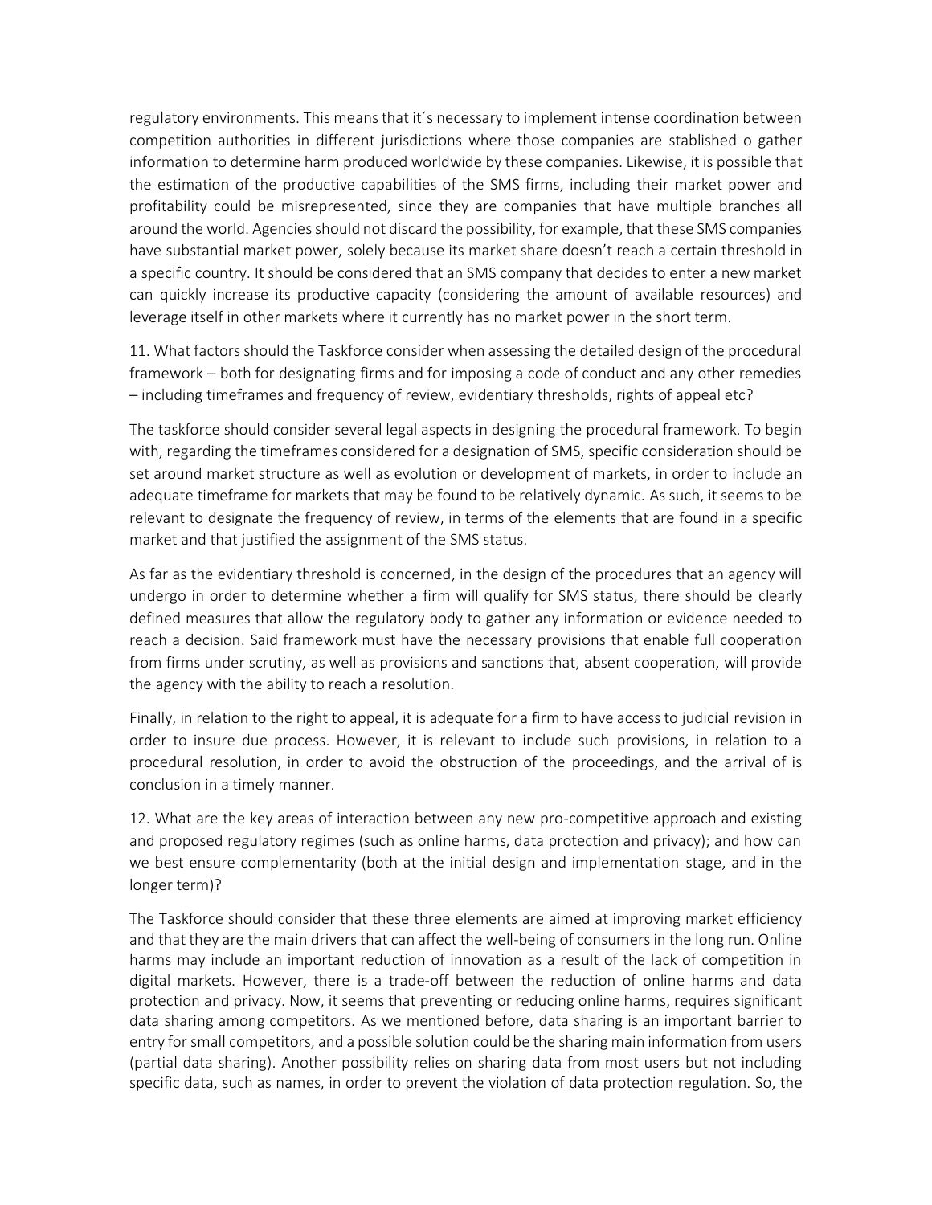regulatory environments. This means that it´s necessary to implement intense coordination between competition authorities in different jurisdictions where those companies are stablished o gather information to determine harm produced worldwide by these companies. Likewise, it is possible that the estimation of the productive capabilities of the SMS firms, including their market power and profitability could be misrepresented, since they are companies that have multiple branches all around the world. Agencies should not discard the possibility, for example, that these SMS companies have substantial market power, solely because its market share doesn't reach a certain threshold in a specific country. It should be considered that an SMS company that decides to enter a new market can quickly increase its productive capacity (considering the amount of available resources) and leverage itself in other markets where it currently has no market power in the short term.

11. What factors should the Taskforce consider when assessing the detailed design of the procedural framework – both for designating firms and for imposing a code of conduct and any other remedies – including timeframes and frequency of review, evidentiary thresholds, rights of appeal etc?

The taskforce should consider several legal aspects in designing the procedural framework. To begin with, regarding the timeframes considered for a designation of SMS, specific consideration should be set around market structure as well as evolution or development of markets, in order to include an adequate timeframe for markets that may be found to be relatively dynamic. As such, it seems to be relevant to designate the frequency of review, in terms of the elements that are found in a specific market and that justified the assignment of the SMS status.

As far as the evidentiary threshold is concerned, in the design of the procedures that an agency will undergo in order to determine whether a firm will qualify for SMS status, there should be clearly defined measures that allow the regulatory body to gather any information or evidence needed to reach a decision. Said framework must have the necessary provisions that enable full cooperation from firms under scrutiny, as well as provisions and sanctions that, absent cooperation, will provide the agency with the ability to reach a resolution.

Finally, in relation to the right to appeal, it is adequate for a firm to have access to judicial revision in order to insure due process. However, it is relevant to include such provisions, in relation to a procedural resolution, in order to avoid the obstruction of the proceedings, and the arrival of is conclusion in a timely manner.

12. What are the key areas of interaction between any new pro-competitive approach and existing and proposed regulatory regimes (such as online harms, data protection and privacy); and how can we best ensure complementarity (both at the initial design and implementation stage, and in the longer term)?

The Taskforce should consider that these three elements are aimed at improving market efficiency and that they are the main drivers that can affect the well-being of consumers in the long run. Online harms may include an important reduction of innovation as a result of the lack of competition in digital markets. However, there is a trade-off between the reduction of online harms and data protection and privacy. Now, it seems that preventing or reducing online harms, requires significant data sharing among competitors. As we mentioned before, data sharing is an important barrier to entry for small competitors, and a possible solution could be the sharing main information from users (partial data sharing). Another possibility relies on sharing data from most users but not including specific data, such as names, in order to prevent the violation of data protection regulation. So, the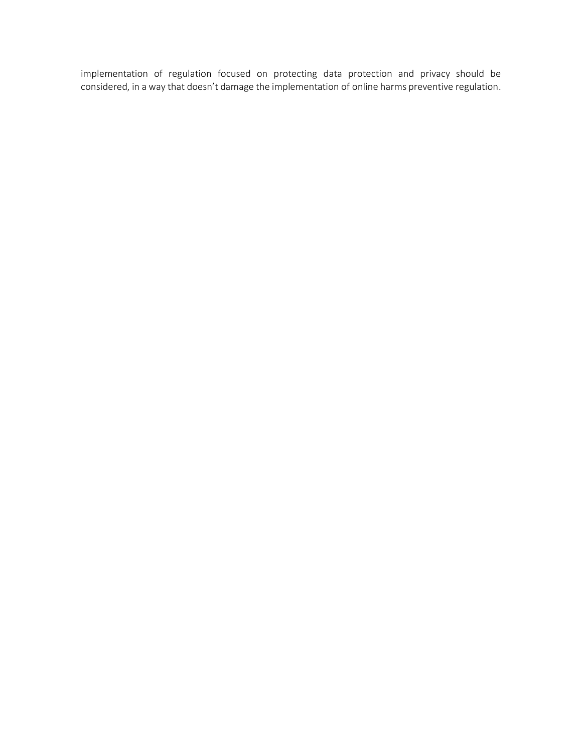implementation of regulation focused on protecting data protection and privacy should be considered, in a way that doesn't damage the implementation of online harms preventive regulation.